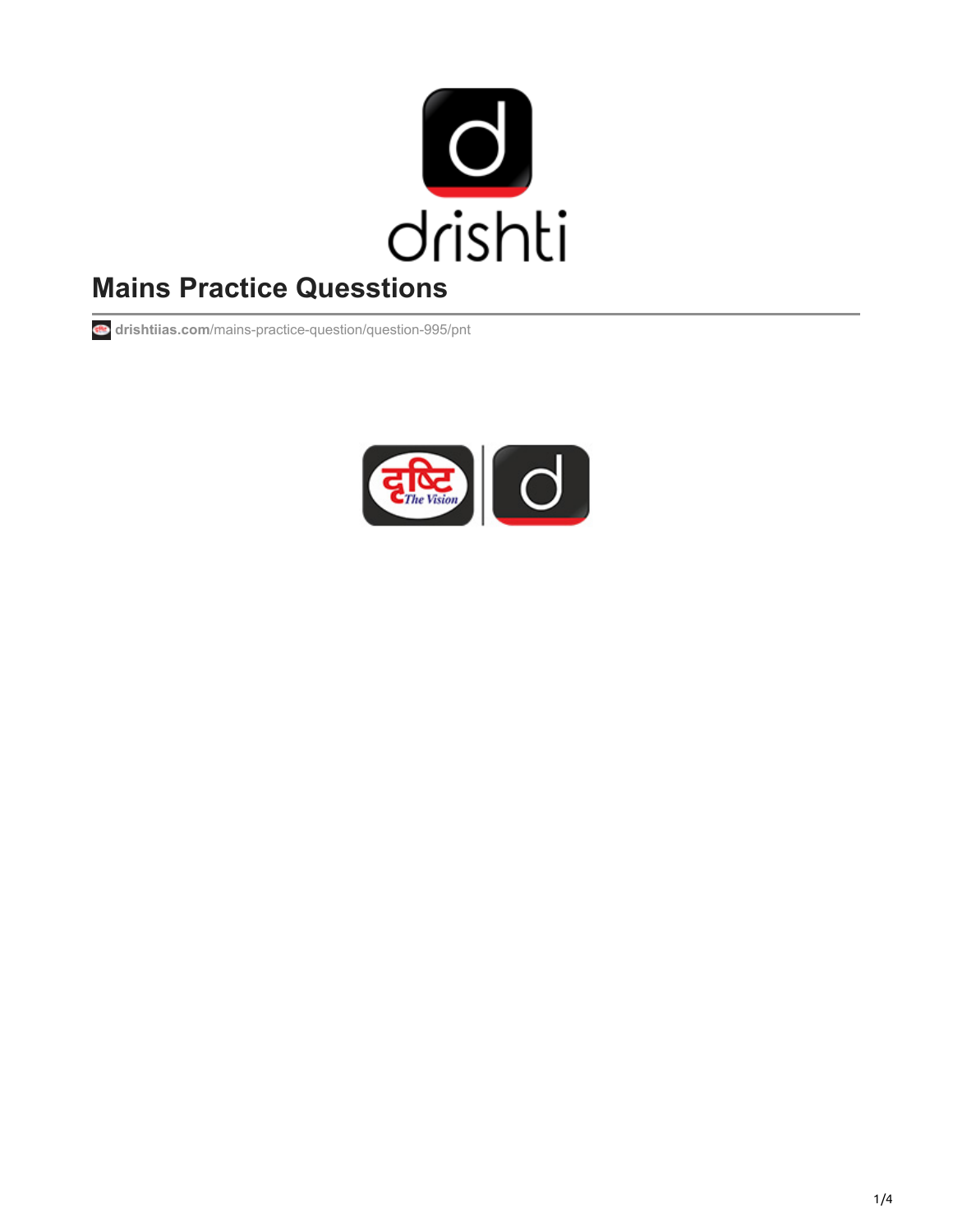# Mains Practice Quesstions

drishtiias.com/mains-practice-question/question-995/pnt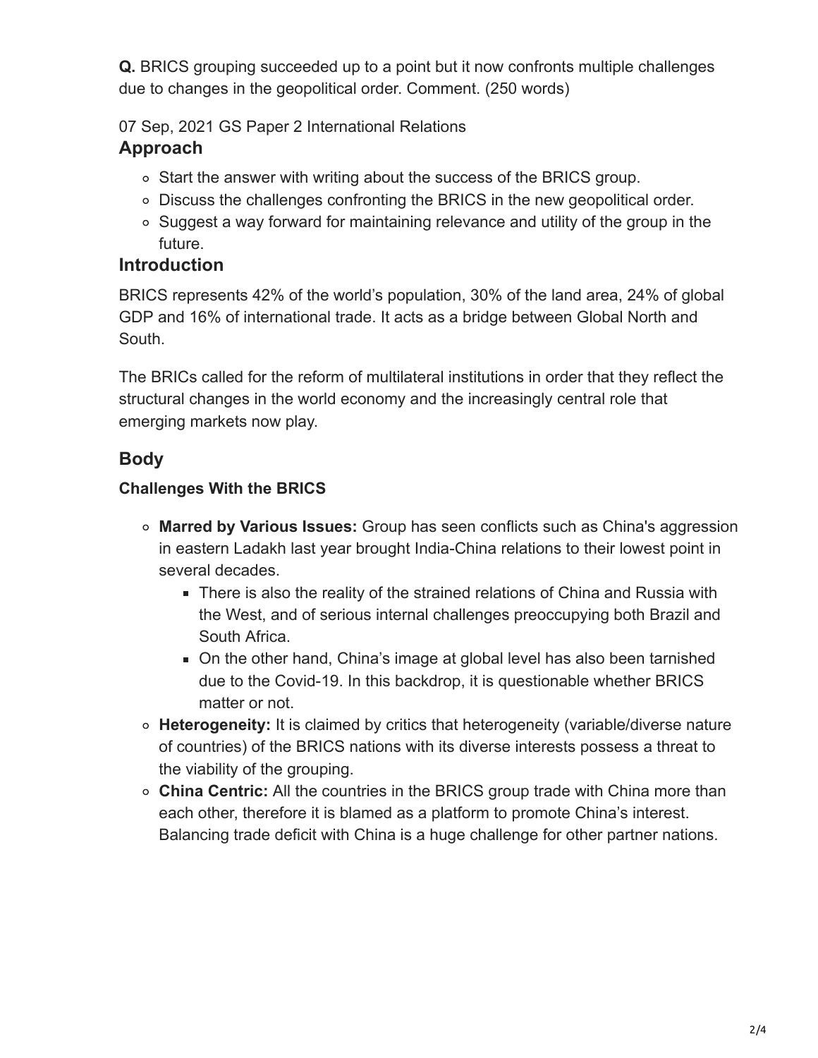**Q.** BRICS grouping succeeded up to a point but it now confronts multiple challenges due to changes in the geopolitical order. Comment. (250 words)

07 Sep, 2021 GS Paper 2 International Relations

### Approach

- Start the answer with writing about the success of the BRICS group.
- Discuss the challenges confronting the BRICS in the new geopolitical order.
- Suggest a way forward for maintaining relevance and utility of the group in the future.

### Introduction

BRICS represents 42% of the world's population, 30% of the land area, 24% of global GDP and 16% of international trade. It acts as a bridge between Global North and South.

The BRICs called for the reform of multilateral institutions in order that they reflect the structural changes in the world economy and the increasingly central role that emerging markets now play.

### Body

#### Challenges With the BRICS

- **Marred by Various Issues:** Group has seen conflicts such as China's aggression in eastern Ladakh last year brought India-China relations to their lowest point in several decades.
  - There is also the reality of the strained relations of China and Russia with the West, and of serious internal challenges preoccupying both Brazil and South Africa.
  - On the other hand, China's image at global level has also been tarnished due to the Covid-19. In this backdrop, it is questionable whether BRICS matter or not.
- **Heterogeneity:** It is claimed by critics that heterogeneity (variable/diverse nature of countries) of the BRICS nations with its diverse interests possess a threat to the viability of the grouping.
- **China Centric:** All the countries in the BRICS group trade with China more than each other, therefore it is blamed as a platform to promote China's interest. Balancing trade deficit with China is a huge challenge for other partner nations.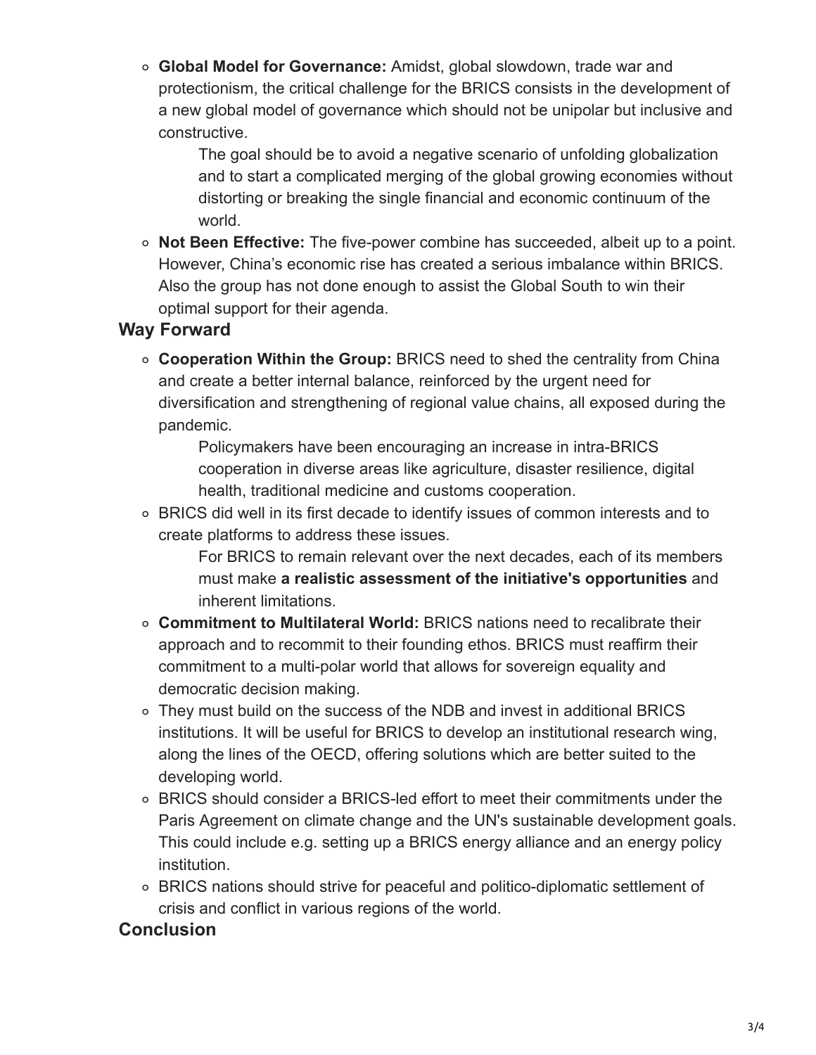- **Global Model for Governance:** Amidst, global slowdown, trade war and protectionism, the critical challenge for the BRICS consists in the development of a new global model of governance which should not be unipolar but inclusive and constructive.
    - The goal should be to avoid a negative scenario of unfolding globalization and to start a complicated merging of the global growing economies without distorting or breaking the single financial and economic continuum of the world.
- **Not Been Effective:** The five-power combine has succeeded, albeit up to a point. However, China's economic rise has created a serious imbalance within BRICS. Also the group has not done enough to assist the Global South to win their optimal support for their agenda.

## Way Forward

- **Cooperation Within the Group:** BRICS need to shed the centrality from China and create a better internal balance, reinforced by the urgent need for diversification and strengthening of regional value chains, all exposed during the pandemic.
    - Policymakers have been encouraging an increase in intra-BRICS cooperation in diverse areas like agriculture, disaster resilience, digital health, traditional medicine and customs cooperation.
- BRICS did well in its first decade to identify issues of common interests and to create platforms to address these issues.
    - For BRICS to remain relevant over the next decades, each of its members must make **a realistic assessment of the initiative's opportunities** and inherent limitations.
- **Commitment to Multilateral World:** BRICS nations need to recalibrate their approach and to recommit to their founding ethos. BRICS must reaffirm their commitment to a multi-polar world that allows for sovereign equality and democratic decision making.
- They must build on the success of the NDB and invest in additional BRICS institutions. It will be useful for BRICS to develop an institutional research wing, along the lines of the OECD, offering solutions which are better suited to the developing world.
- BRICS should consider a BRICS-led effort to meet their commitments under the Paris Agreement on climate change and the UN's sustainable development goals. This could include e.g. setting up a BRICS energy alliance and an energy policy institution.
- BRICS nations should strive for peaceful and politico-diplomatic settlement of crisis and conflict in various regions of the world.

## Conclusion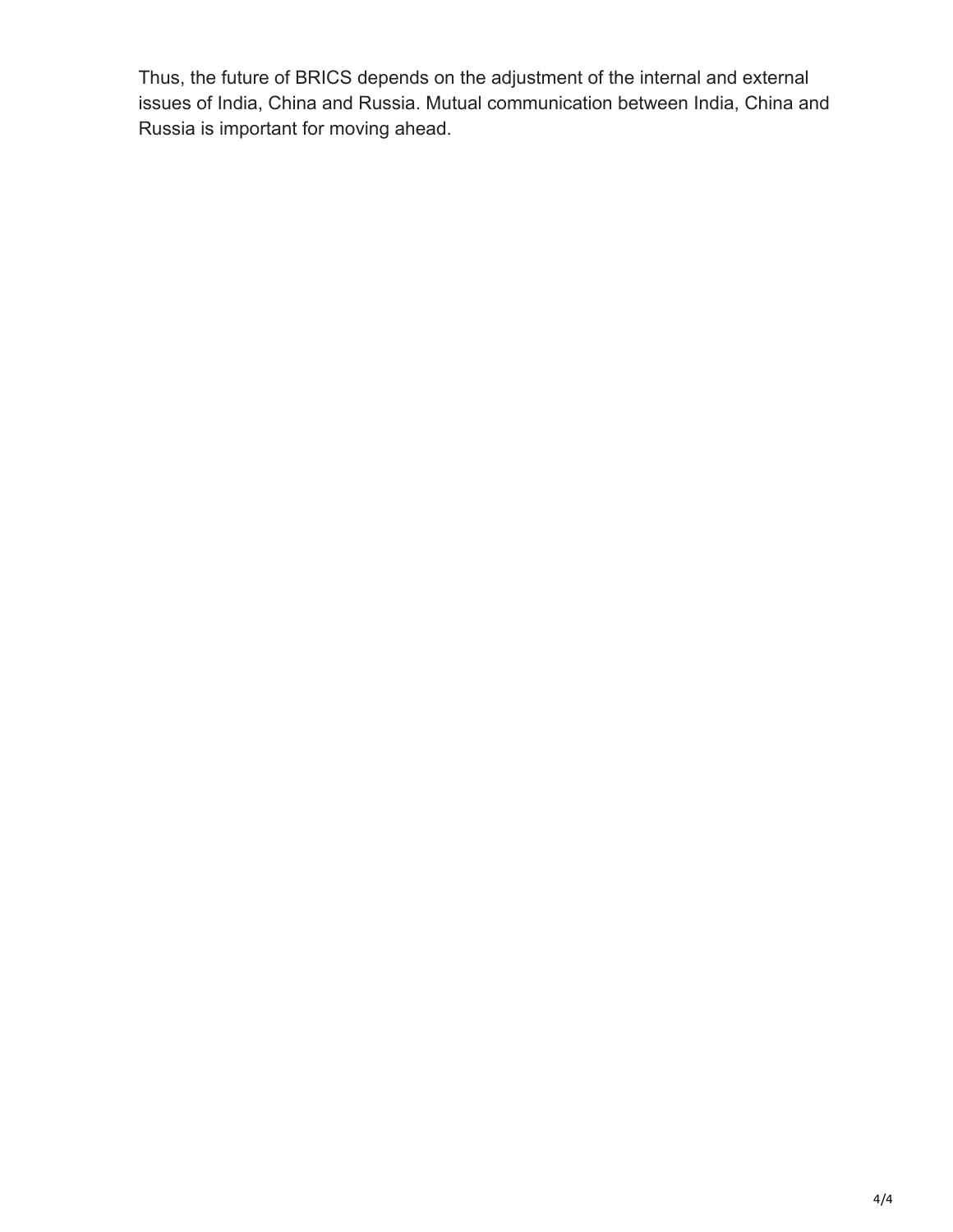Thus, the future of BRICS depends on the adjustment of the internal and external issues of India, China and Russia. Mutual communication between India, China and Russia is important for moving ahead.